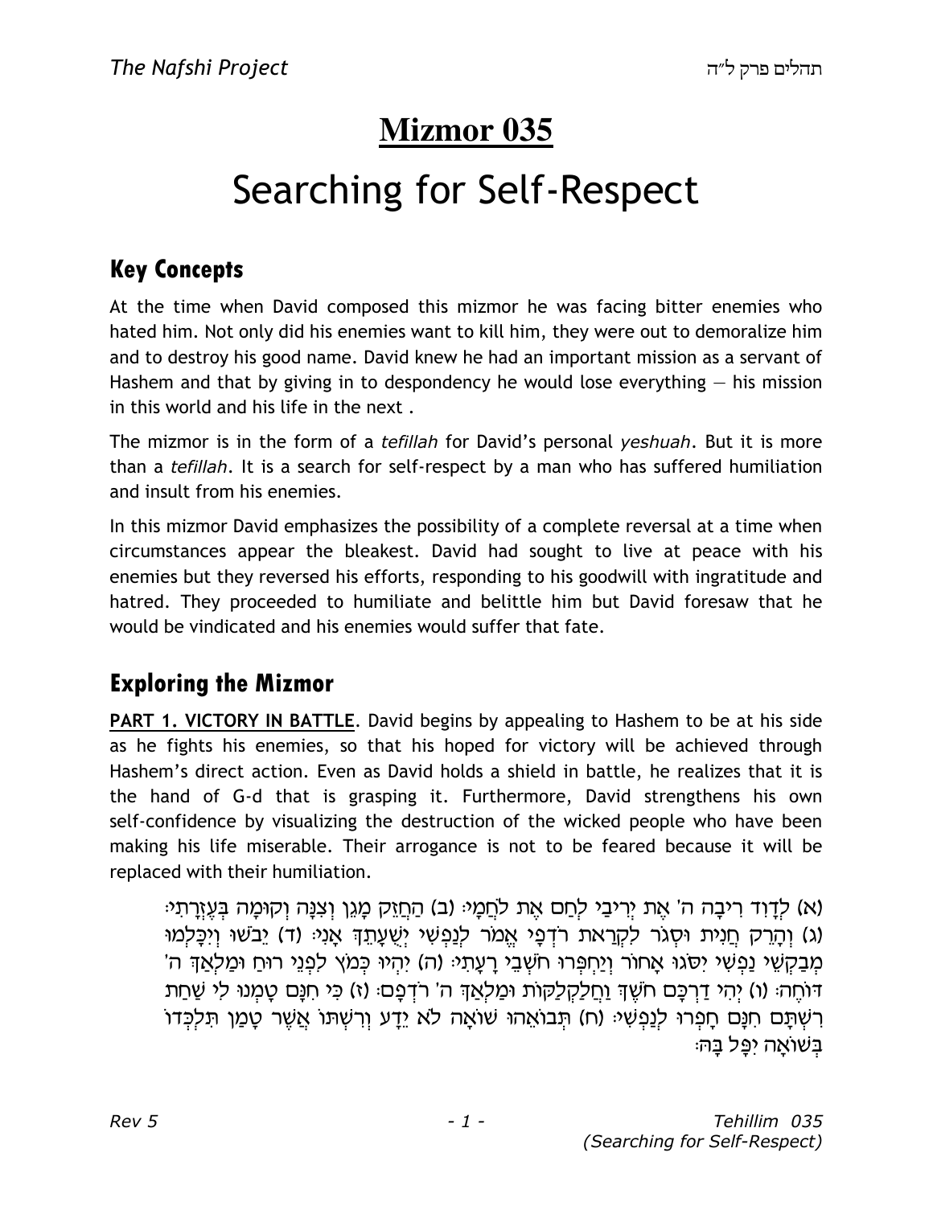# Mizmor 035

# Searching for Self-Respect

## Key Concepts

At the time when David composed this mizmor he was facing bitter enemies who hated him. Not only did his enemies want to kill him, they were out to demoralize him and to destroy his good name. David knew he had an important mission as a servant of Hashem and that by giving in to despondency he would lose everything — his mission in this world and his life in the next .

The mizmor is in the form of a *tefillah* for David's personal *yeshuah*. But it is more than a *tefillah*. It is a search for self-respect by a man who has suffered humiliation and insult from his enemies.

In this mizmor David emphasizes the possibility of a complete reversal at a time when circumstances appear the bleakest. David had sought to live at peace with his enemies but they reversed his efforts, responding to his goodwill with ingratitude and hatred. They proceeded to humiliate and belittle him but David foresaw that he would be vindicated and his enemies would suffer that fate.

## Exploring the Mizmor

**PART 1. VICTORY IN BATTLE**. David begins by appealing to Hashem to be at his side as he fights his enemies, so that his hoped for victory will be achieved through Hashem's direct action. Even as David holds a shield in battle, he realizes that it is the hand of G-d that is grasping it. Furthermore, David strengthens his own self-confidence by visualizing the destruction of the wicked people who have been making his life miserable. Their arrogance is not to be feared because it will be replaced with their humiliation.

(א) לְדָוִד רִיבָה ה' אֶת יְרִיבַי לְחַם אֶת לֹחֲמָי׃ (ב) הַחֲזֵק מָגֵן וְצִנָּה וְקוּמָה בְּעֶזְרָתִי׃ (ג) וְהָרֵק חֲנִית וּסְגֹר לִקְרַאת רֹדְפָי אֱמֹר לְנַפְשִׁי יְשֻׁעָתֵךְ אָנִי׃ (ד) יֵבֹשׁוּ וְיִכָּלְמוּ מְבַקְשֵׁי נַפְשִׁי יִסֹּגוּ אָחוֹר וְיַחְפְּרוּ חֹשְׁבֵי רָעָתִי׃ (ה) יִהְיוּ כְּמֹץ לִפְנֵי רוּחַ וּמַלְאַךְ ה' דּוֹחֶה׃ (ו) יְהִי דַרְכָּם חֹשֶׁךְ וַחֲלַקְלַקֹּת וּמַלְאַךְ ה' רֹדְפָם׃ (ז) כִּי חִנָּם טָמְנוּ לִי שַׁחַת רִשְׁתָּם חִנָּם חָפְרוּ לְנַפְשִׁי׃ (ח) תְּבוֹאֵהוּ שׁוֹאָה לֹא יֵדָע וְרִשְׁתּוֹ אֲשֶׁר טָמַן תִּלְכְּדוֹ בְּשׁוֹאָה יִפָּל בָּהּ׃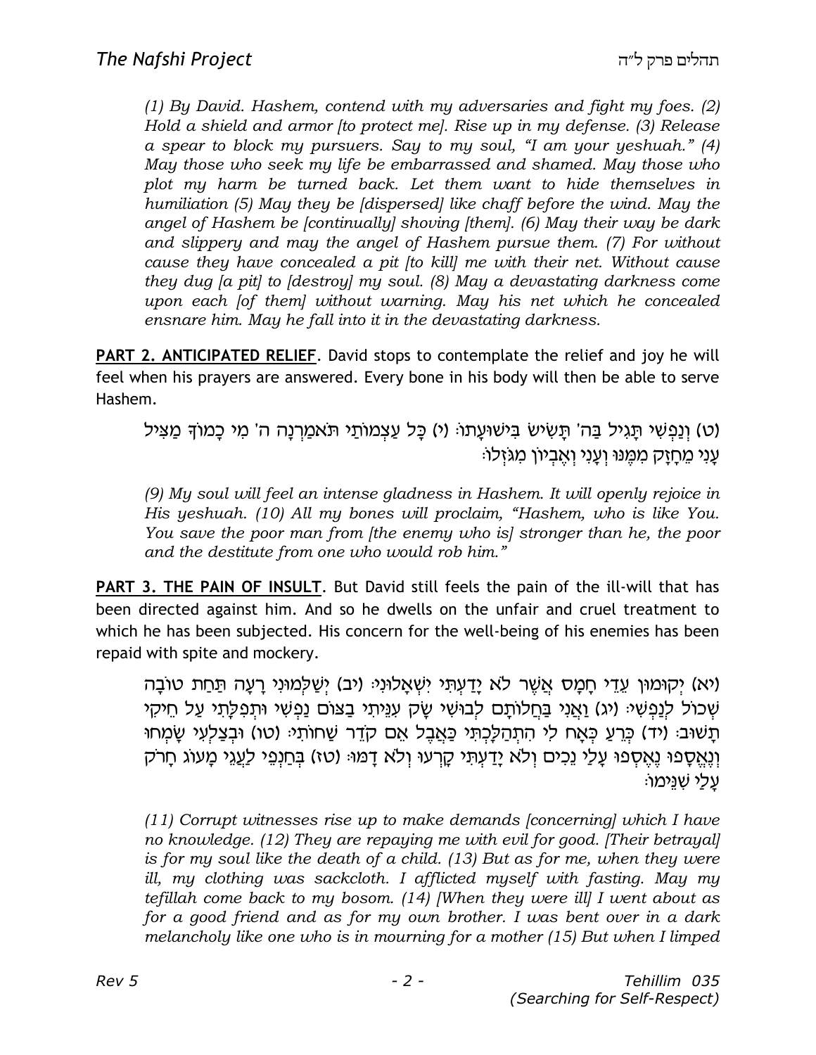*(1) By David. Hashem, contend with my adversaries and fight my foes. (2) Hold a shield and armor [to protect me]. Rise up in my defense. (3) Release a spear to block my pursuers. Say to my soul, "I am your yeshuah." (4) May those who seek my life be embarrassed and shamed. May those who plot my harm be turned back. Let them want to hide themselves in humiliation (5) May they be [dispersed] like chaff before the wind. May the angel of Hashem be [continually] shoving [them]. (6) May their way be dark and slippery and may the angel of Hashem pursue them. (7) For without cause they have concealed a pit [to kill] me with their net. Without cause they dug [a pit] to [destroy] my soul. (8) May a devastating darkness come upon each [of them] without warning. May his net which he concealed ensnare him. May he fall into it in the devastating darkness.*

**PART 2. ANTICIPATED RELIEF**. David stops to contemplate the relief and joy he will feel when his prayers are answered. Every bone in his body will then be able to serve Hashem.

(ט) וְנַפְשִׁי תָּגִיל בַּה' תָּשִׂישׂ בִּישׁוּעָתוֹ׃ (י) כָּל עַצְמוֹתַי תֹּאמַרְנָה ה' מִי כָמוֹךָ מַצִּיל עָנִי מֵחָזָק מִמֶּנּוּ וְעָנִי וְאֶבְיוֹן מִגֹּזְלוֹ׃

*(9) My soul will feel an intense gladness in Hashem. It will openly rejoice in His yeshuah. (10) All my bones will proclaim, "Hashem, who is like You. You save the poor man from [the enemy who is] stronger than he, the poor and the destitute from one who would rob him."*

**PART 3. THE PAIN OF INSULT**. But David still feels the pain of the ill-will that has been directed against him. And so he dwells on the unfair and cruel treatment to which he has been subjected. His concern for the well-being of his enemies has been repaid with spite and mockery.

(יא) יְקוּמוּן עֵדֵי חָמָס אֲשֶׁר לֹא יָדַעְתִּי יִשְׁאָלוּנִי׃ (יב) יְשַׁלְּמוּנִי רָעָה תַּחַת טוֹבָה שְׁכוֹל לְנַפְשִׁי׃ (יג) וַאֲנִי בַּחֲלוֹתָם לְבוּשִׁי שָׂק עִנֵּיתִי בַצּוֹם נַפְשִׁי וּתְפִלָּתִי עַל חֵיקִי תָשׁוּב׃ (יד) כְּרֵעַ כְּאָח לִי הִתְהַלָּכְתִּי כַּאֲבֶל אֵם קֹדֵר שַׁחוֹתִי׃ (טו) וּבְצַלְעִי שָׂמְחוּ וְנֶאֱסָפוּ נֶאֶסְפוּ עָלַי נֵכִים וְלֹא יָדַעְתִּי קָרְעוּ וְלֹא דָמּוּ׃ (טז) בְּחַנְפֵי לַעֲגֵי מָעוֹג חָרֹק עָלַי שִׁנֵּימוֹ׃

*(11) Corrupt witnesses rise up to make demands [concerning] which I have no knowledge. (12) They are repaying me with evil for good. [Their betrayal] is for my soul like the death of a child. (13) But as for me, when they were ill, my clothing was sackcloth. I afflicted myself with fasting. May my tefillah come back to my bosom. (14) [When they were ill] I went about as for a good friend and as for my own brother. I was bent over in a dark melancholy like one who is in mourning for a mother (15) But when I limped*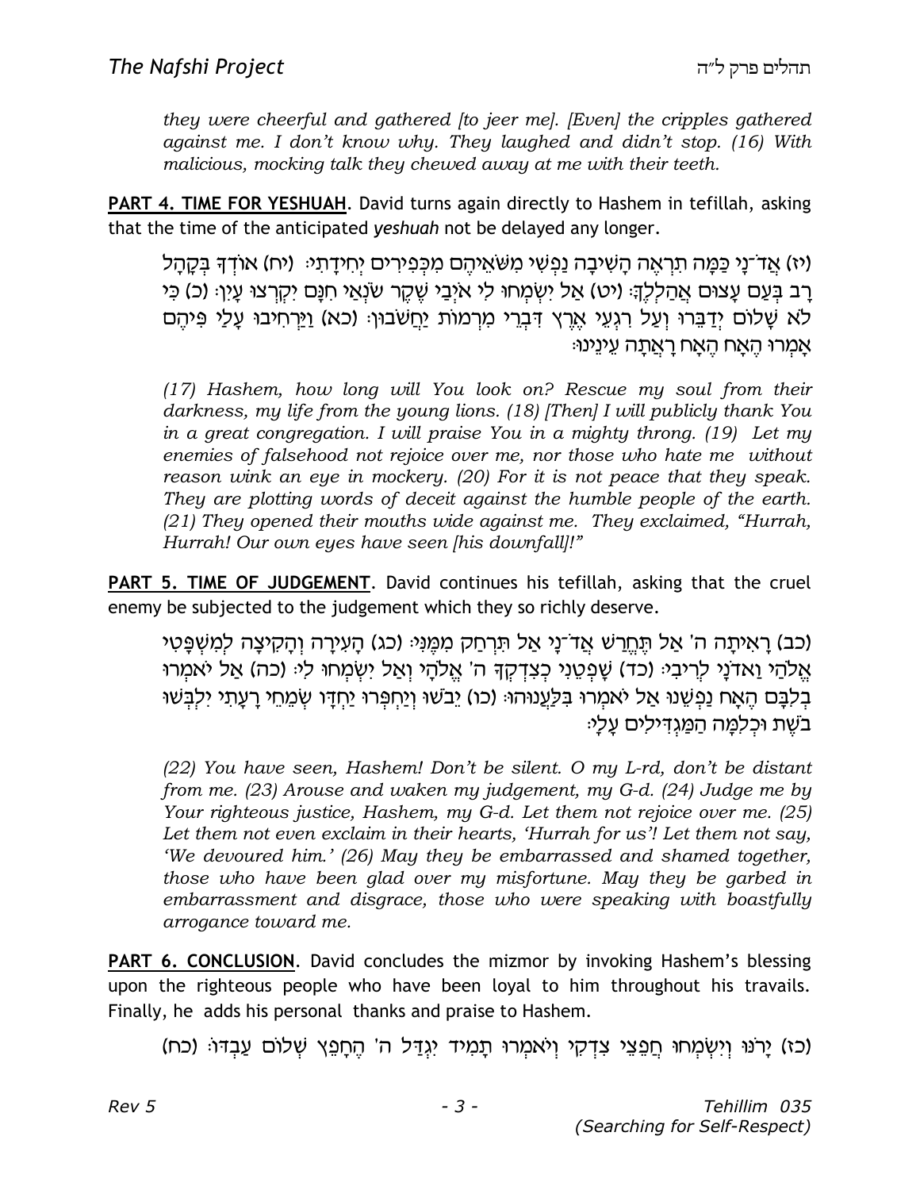*they were cheerful and gathered [to jeer me]. [Even] the cripples gathered against me. I don't know why. They laughed and didn't stop. (16) With malicious, mocking talk they chewed away at me with their teeth.*

**PART 4. TIME FOR YESHUAH**. David turns again directly to Hashem in tefillah, asking that the time of the anticipated *yeshuah* not be delayed any longer.

(יז) אֲדֹ־נָי כַּמָּה תִּרְאֶה הָשִׁיבָה נַפְשִׁי מִשֹּׁאֵיהֶם מִכְּפִירִים יְחִידָתִי׃ (יח) אוֹדְךָ בְּקָהָל רָב בְּעָם עָצוּם אֲהַלְלֶךָּ׃ (יט) אַל יִשְׂמְחוּ לִי אֹיְבַי שֶׁקֶר שֹׂנְאַי חִנָּם יִקְרְצוּ עָיִן׃ (כ) כִּי לֹא שָׁלוֹם יְדַבֵּרוּ וְעַל רִגְעֵי אֶרֶץ דִּבְרֵי מִרְמוֹת יַחֲשֹׁבוּן׃ (כא) וַיַּרְחִיבוּ עָלַי פִּיהֶם אָמְרוּ הֶאָח הֶאָח רָאֲתָה עֵינֵינוּ׃

*(17) Hashem, how long will You look on? Rescue my soul from their darkness, my life from the young lions. (18) [Then] I will publicly thank You in a great congregation. I will praise You in a mighty throng. (19) Let my enemies of falsehood not rejoice over me, nor those who hate me without reason wink an eye in mockery. (20) For it is not peace that they speak. They are plotting words of deceit against the humble people of the earth. (21) They opened their mouths wide against me. They exclaimed, "Hurrah, Hurrah! Our own eyes have seen [his downfall]!"*

**PART 5. TIME OF JUDGEMENT**. David continues his tefillah, asking that the cruel enemy be subjected to the judgement which they so richly deserve.

(כב) רָאִיתָה ה' אַל תֶּחֱרַשׁ אֲדֹ־נָי אַל תִּרְחַק מִמֶּנִּי׃ (כג) הָעִירָה וְהָקִיצָה לְמִשְׁפָּטִי אֱלֹהַי וַאדֹנָי לְרִיבִי׃ (כד) שָׁפְטֵנִי כְצִדְקְךָ ה' אֱלֹהָי וְאַל יִשְׂמְחוּ לִי׃ (כה) אַל יֹאמְרוּ בְלִבָּם הֶאָח נַפְשֵׁנוּ אַל יֹאמְרוּ בִּלַּעֲנוּהוּ׃ (כו) יֵבֹשׁוּ וְיַחְפְּרוּ יַחְדָּו שְׂמֵחֵי רָעָתִי יִלְבְּשׁוּ בֹשֶׁת וּכְלִמָּה הַמַּגְדִּילִים עָלָי׃

*(22) You have seen, Hashem! Don't be silent. O my L-rd, don't be distant from me. (23) Arouse and waken my judgement, my G-d. (24) Judge me by Your righteous justice, Hashem, my G-d. Let them not rejoice over me. (25) Let them not even exclaim in their hearts, 'Hurrah for us'! Let them not say, 'We devoured him.' (26) May they be embarrassed and shamed together, those who have been glad over my misfortune. May they be garbed in embarrassment and disgrace, those who were speaking with boastfully arrogance toward me.*

**PART 6. CONCLUSION**. David concludes the mizmor by invoking Hashem's blessing upon the righteous people who have been loyal to him throughout his travails. Finally, he adds his personal thanks and praise to Hashem.

(כז) יָרֹנּוּ וְיִשְׂמְחוּ חֲפֵצֵי צִדְקִי וְיֹאמְרוּ תָמִיד יִגְדַּל ה' הֶחָפֵץ שְׁלוֹם עַבְדּוֹ׃ (כח)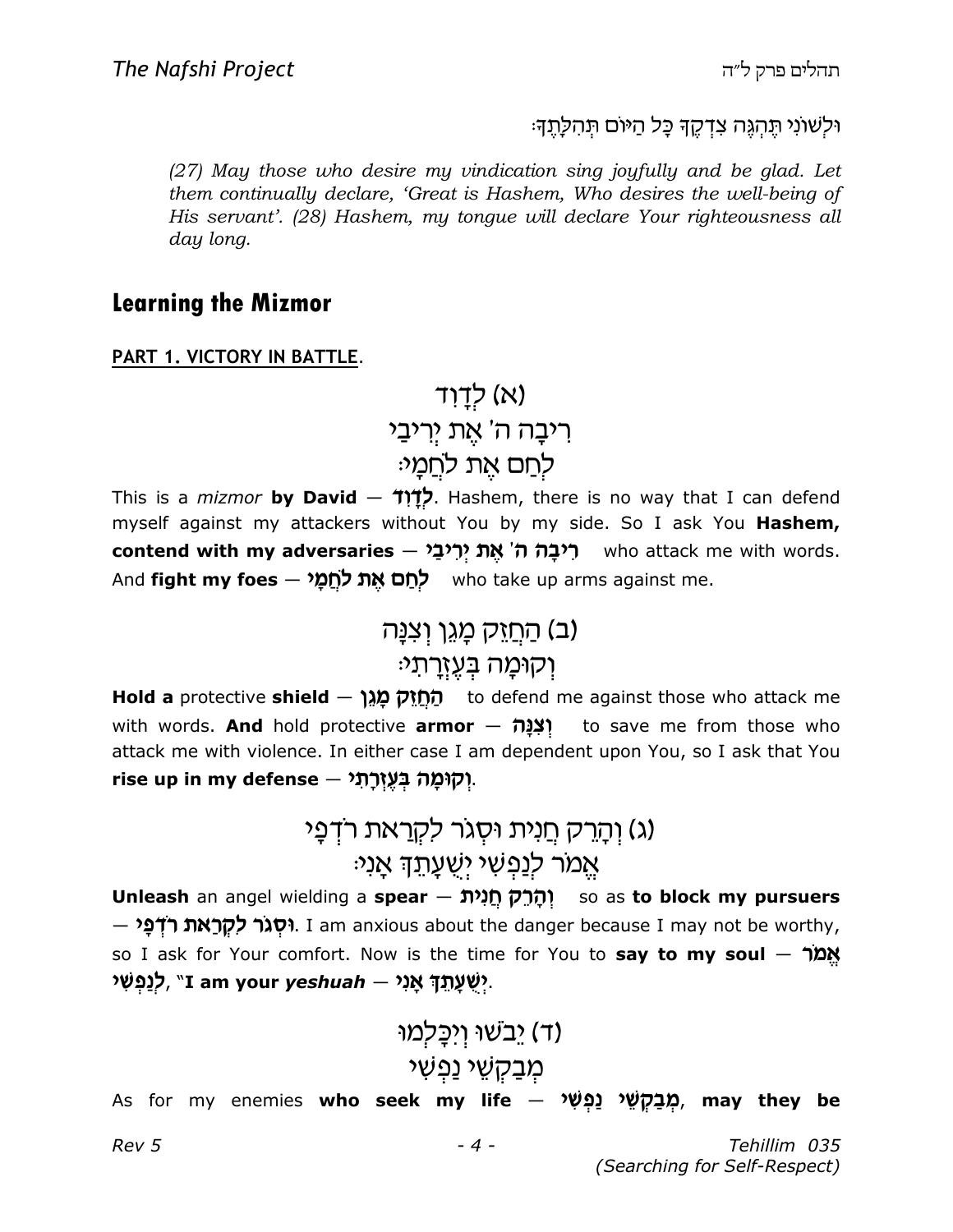וּלְשׁוֹנִי תֶּהְגֶּה צִדְקֶךָ כָּל הַיּוֹם תְּהִלָּתֶךָ׃

*(27) May those who desire my vindication sing joyfully and be glad. Let them continually declare, 'Great is Hashem, Who desires the well-being of His servant'. (28) Hashem, my tongue will declare Your righteousness all day long.*

## Learning the Mizmor

**PART 1. VICTORY IN BATTLE.**

(א) לְדָוִד
רִיבָה ה' אֶת יְרִיבַי
לְחַם אֶת לֹחֲמָי׃

This is a *mizmor* **by David — לְדָוִד**. Hashem, there is no way that I can defend myself against my attackers without You by my side. So I ask You **Hashem, contend with my adversaries — רִיבָה ה' אֶת יְרִיבַי** who attack me with words. And **fight my foes — לְחַם אֶת לֹחֲמָי** who take up arms against me.

(ב) הַחֲזֵק מָגֵן וְצִנָּה
וְקוּמָה בְּעֶזְרָתִי׃

**Hold a** protective **shield — הַחֲזֵק מָגֵן** to defend me against those who attack me with words. **And** hold protective **armor — וְצִנָּה** to save me from those who attack me with violence. In either case I am dependent upon You, so I ask that You **rise up in my defense — וְקוּמָה בְּעֶזְרָתִי**.

(ג) וְהָרֵק חֲנִית וּסְגֹר לִקְרַאת רֹדְפָי
אֱמֹר לְנַפְשִׁי יְשֻׁעָתֵךְ אָנִי׃

**Unleash** an angel wielding a **spear — וְהָרֵק חֲנִית** so as **to block my pursuers — וּסְגֹר לִקְרַאת רֹדְפָי**. I am anxious about the danger because I may not be worthy, so I ask for Your comfort. Now is the time for You to **say to my soul — אֱמֹר לְנַפְשִׁי**, "**I am your *yeshuah* — יְשֻׁעָתֵךְ אָנִי**.

(ד) יֵבֹשׁוּ וְיִכָּלְמוּ
מְבַקְשֵׁי נַפְשִׁי

As for my enemies **who seek my life — מְבַקְשֵׁי נַפְשִׁי, may they be**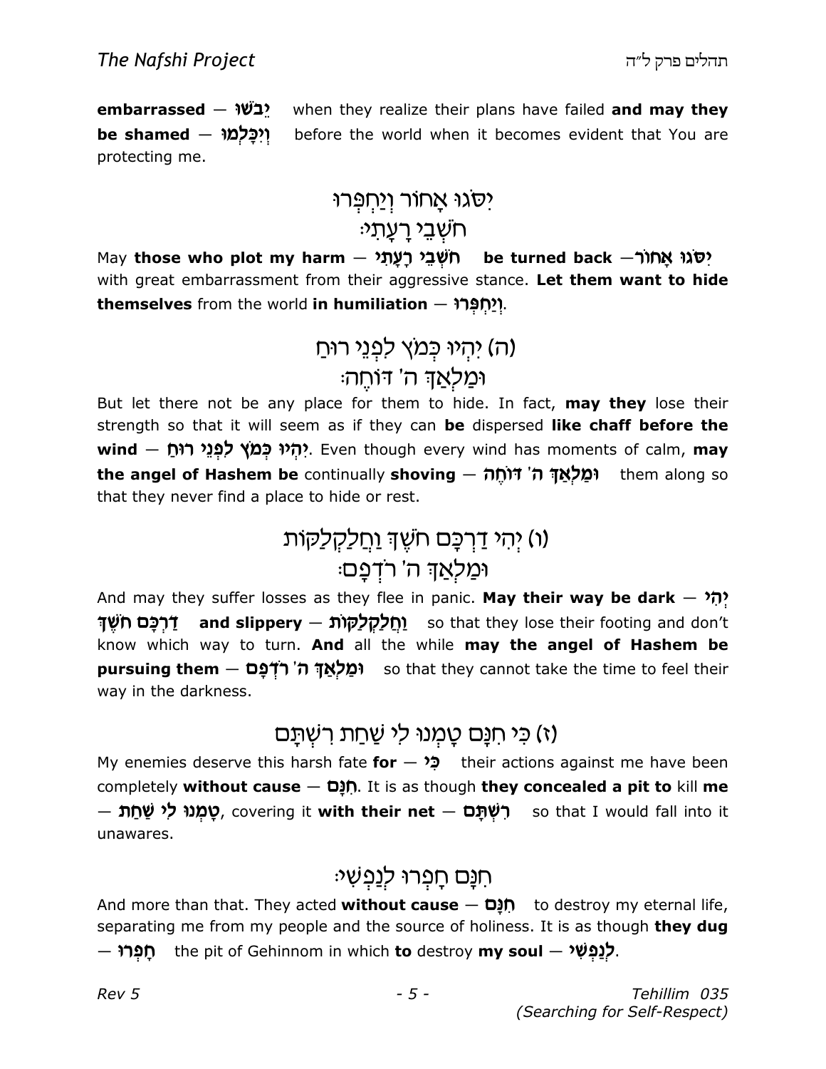**embarrassed** — **יֵבֹשׁוּ** when they realize their plans have failed **and may they be shamed** — **וְיִכָּלְמוּ** before the world when it becomes evident that You are protecting me.

### יִסֹּגוּ אָחוֹר וְיַחְפְּרוּ
### חֹשְׁבֵי רָעָתִי׃

May **those who plot my harm** — **חֹשְׁבֵי רָעָתִי** **be turned back** — **יִסֹּגוּ אָחוֹר** with great embarrassment from their aggressive stance. **Let them want to hide themselves** from the world **in humiliation** — **וְיַחְפְּרוּ**.

### (ה) יִהְיוּ כְּמֹץ לִפְנֵי רוּחַ
### וּמַלְאַךְ ה' דּוֹחֶה׃

But let there not be any place for them to hide. In fact, **may they** lose their strength so that it will seem as if they can **be** dispersed **like chaff before the wind** — **יִהְיוּ כְּמֹץ לִפְנֵי רוּחַ**. Even though every wind has moments of calm, **may the angel of Hashem be** continually **shoving** — **וּמַלְאַךְ ה' דּוֹחֶה** them along so that they never find a place to hide or rest.

### (ו) יְהִי דַרְכָּם חֹשֶׁךְ וַחֲלַקְלַקּוֹת
### וּמַלְאַךְ ה' רֹדְפָם׃

And may they suffer losses as they flee in panic. **May their way be dark** — **יְהִי דַרְכָּם חֹשֶׁךְ** **and slippery** — **וַחֲלַקְלַקּוֹת** so that they lose their footing and don't know which way to turn. **And** all the while **may the angel of Hashem be pursuing them** — **וּמַלְאַךְ ה' רֹדְפָם** so that they cannot take the time to feel their way in the darkness.

### (ז) כִּי חִנָּם טָמְנוּ לִי שַׁחַת רִשְׁתָּם

My enemies deserve this harsh fate **for** — **כִּי** their actions against me have been completely **without cause** — **חִנָּם**. It is as though **they concealed a pit to** kill **me** — **טָמְנוּ לִי שַׁחַת**, covering it **with their net** — **רִשְׁתָּם** so that I would fall into it unawares.

### חִנָּם חָפְרוּ לְנַפְשִׁי׃

And more than that. They acted **without cause** — **חִנָּם** to destroy my eternal life, separating me from my people and the source of holiness. It is as though **they dug** — **חָפְרוּ** the pit of Gehinnom in which **to** destroy **my soul** — **לְנַפְשִׁי**.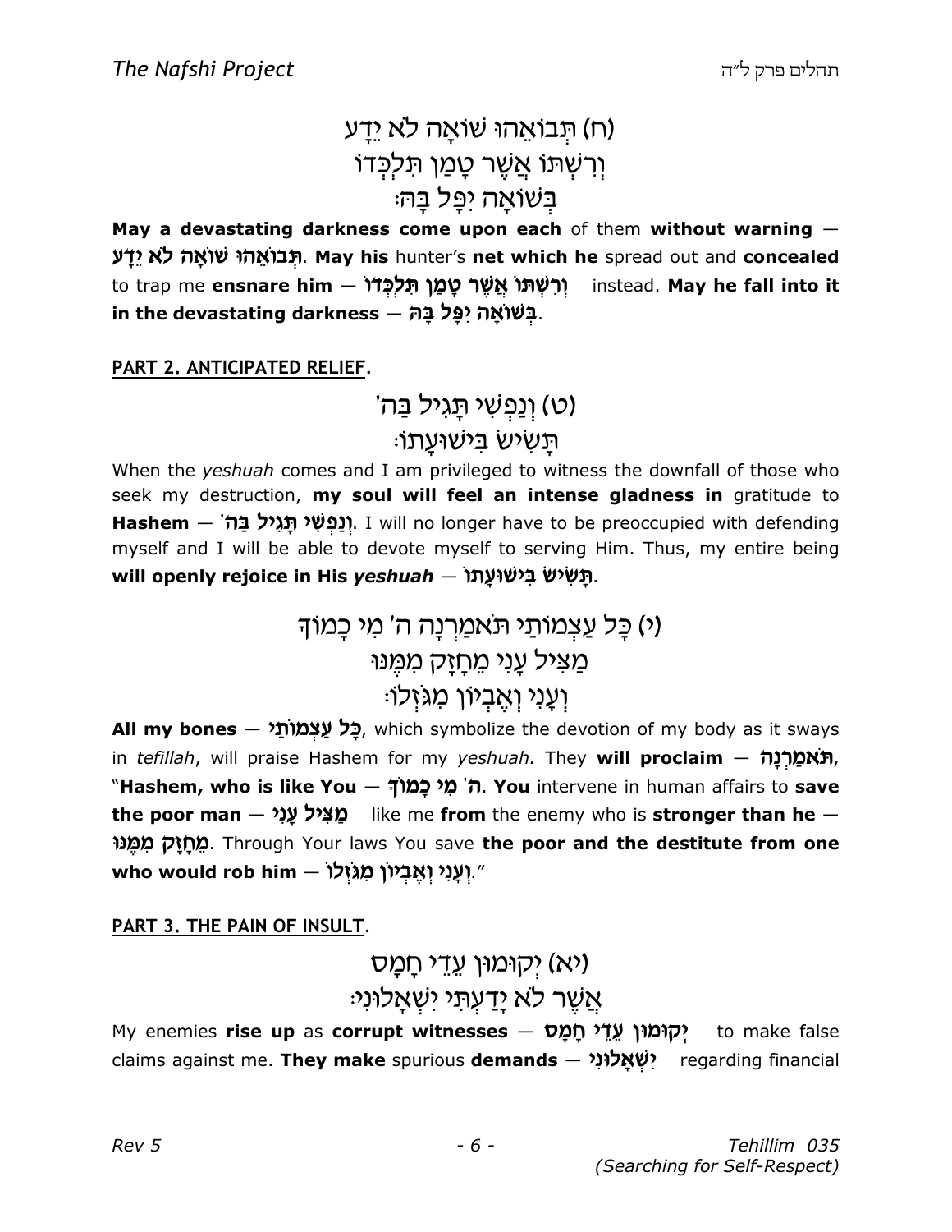(ח) תְּבוֹאֵהוּ שׁוֹאָה לֹא יֵדָע
וְרִשְׁתּוֹ אֲשֶׁר טָמַן תִּלְכְּדוֹ
בְּשׁוֹאָה יִפָּל בָּהּ׃

**May a devastating darkness come upon each** of them **without warning** — **תְּבוֹאֵהוּ שׁוֹאָה לֹא יֵדָע**. **May his** hunter's **net which he** spread out and **concealed** to trap me **ensnare him** — **וְרִשְׁתּוֹ אֲשֶׁר טָמַן תִּלְכְּדוֹ** instead. **May he fall into it in the devastating darkness** — **בְּשׁוֹאָה יִפָּל בָּהּ**.

## PART 2. ANTICIPATED RELIEF.

(ט) וְנַפְשִׁי תָּגִיל בַּה'
תָּשִׂישׂ בִּישׁוּעָתוֹ׃

When the *yeshuah* comes and I am privileged to witness the downfall of those who seek my destruction, **my soul will feel an intense gladness in** gratitude to **Hashem** — **וְנַפְשִׁי תָּגִיל בַּה'**. I will no longer have to be preoccupied with defending myself and I will be able to devote myself to serving Him. Thus, my entire being **will openly rejoice in His *yeshuah*** — **תָּשִׂישׂ בִּישׁוּעָתוֹ**.

(י) כָּל עַצְמוֹתַי תֹּאמַרְנָה ה' מִי כָמוֹךָ
מַצִּיל עָנִי מֵחָזָק מִמֶּנּוּ
וְעָנִי וְאֶבְיוֹן מִגֹּזְלוֹ׃

**All my bones** — **כָּל עַצְמוֹתַי**, which symbolize the devotion of my body as it sways in *tefillah*, will praise Hashem for my *yeshuah.* They **will proclaim** — **תֹּאמַרְנָה**, "**Hashem, who is like You** — **ה' מִי כָמוֹךָ**. **You** intervene in human affairs to **save the poor man** — **מַצִּיל עָנִי** like me **from** the enemy who is **stronger than he** — **מֵחָזָק מִמֶּנּוּ**. Through Your laws You save **the poor and the destitute from one who would rob him** — **וְעָנִי וְאֶבְיוֹן מִגֹּזְלוֹ**."

## PART 3. THE PAIN OF INSULT.

(יא) יְקוּמוּן עֵדֵי חָמָס
אֲשֶׁר לֹא יָדַעְתִּי יִשְׁאָלוּנִי׃

My enemies **rise up** as **corrupt witnesses** — **יְקוּמוּן עֵדֵי חָמָס** to make false claims against me. **They make** spurious **demands** — **יִשְׁאָלוּנִי** regarding financial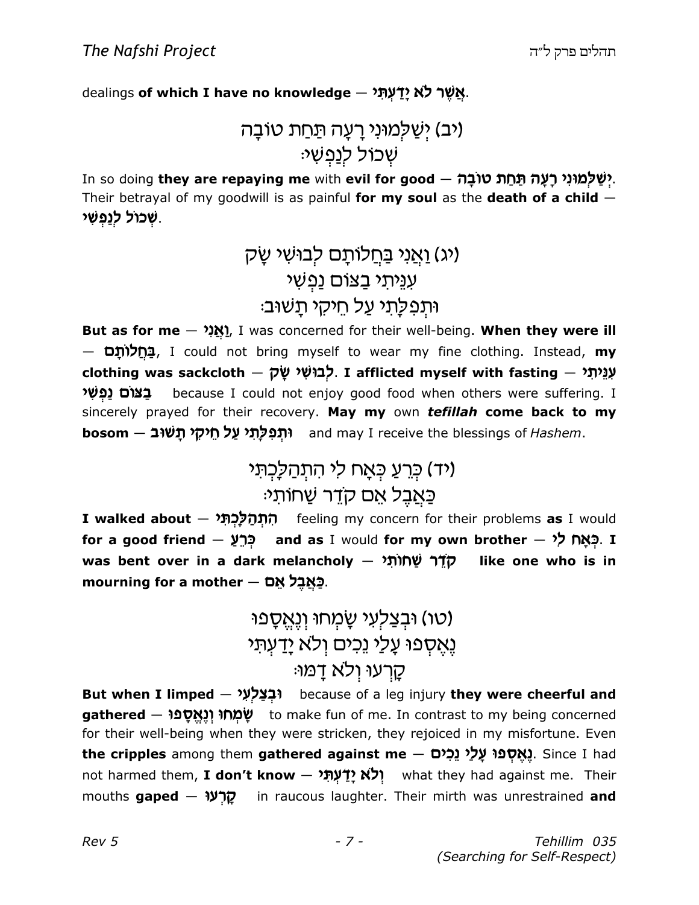dealings **of which I have no knowledge** — **אֲשֶׁר לֹא יָדָעְתִּי**.

(יב) יְשַׁלְּמוּנִי רָעָה תַּחַת טוֹבָה
שְׁכוֹל לְנַפְשִׁי:

In so doing **they are repaying me** with **evil for good** — **יְשַׁלְּמוּנִי רָעָה תַּחַת טוֹבָה**. Their betrayal of my goodwill is as painful **for my soul** as the **death of a child** — **שְׁכוֹל לְנַפְשִׁי**.

(יג) וַאֲנִי בַּחֲלוֹתָם לְבוּשִׁי שָׂק
עִנֵּיתִי בַצּוֹם נַפְשִׁי
וּתְפִלָּתִי עַל חֵיקִי תָשׁוּב:

**But as for me** — **וַאֲנִי**, I was concerned for their well-being. **When they were ill** — **בַּחֲלוֹתָם**, I could not bring myself to wear my fine clothing. Instead, **my clothing was sackcloth** — **לְבוּשִׁי שָׂק**. **I afflicted myself with fasting** — **עִנֵּיתִי בַצּוֹם נַפְשִׁי** because I could not enjoy good food when others were suffering. I sincerely prayed for their recovery. **May my** own ***tefillah*** **come back to my bosom** — **וּתְפִלָּתִי עַל חֵיקִי תָשׁוּב** and may I receive the blessings of *Hashem*.

(יד) כְּרֵעַ כְּאָח לִי הִתְהַלָּכְתִּי
כַּאֲבֶל אֵם קֹדֵר שַׁחוֹתִי:

**I walked about** — **הִתְהַלָּכְתִּי** feeling my concern for their problems **as** I would **for a good friend** — **כְּרֵעַ** **and as** I would **for my own brother** — **כְּאָח לִי**. **I was bent over in a dark melancholy** — **קֹדֵר שַׁחוֹתִי** **like one who is in mourning for a mother** — **כַּאֲבֶל אֵם**.

(טו) וּבְצַלְעִי שָׂמְחוּ וְנֶאֱסָפוּ
נֶאֶסְפוּ עָלַי נֵכִים וְלֹא יָדַעְתִּי
קָרְעוּ וְלֹא דָמּוּ:

**But when I limped** — **וּבְצַלְעִי** because of a leg injury **they were cheerful and gathered** — **שָׂמְחוּ וְנֶאֱסָפוּ** to make fun of me. In contrast to my being concerned for their well-being when they were stricken, they rejoiced in my misfortune. Even **the cripples** among them **gathered against me** — **נֶאֶסְפוּ עָלַי נֵכִים**. Since I had not harmed them, **I don't know** — **וְלֹא יָדַעְתִּי** what they had against me. Their mouths **gaped** — **קָרְעוּ** in raucous laughter. Their mirth was unrestrained **and**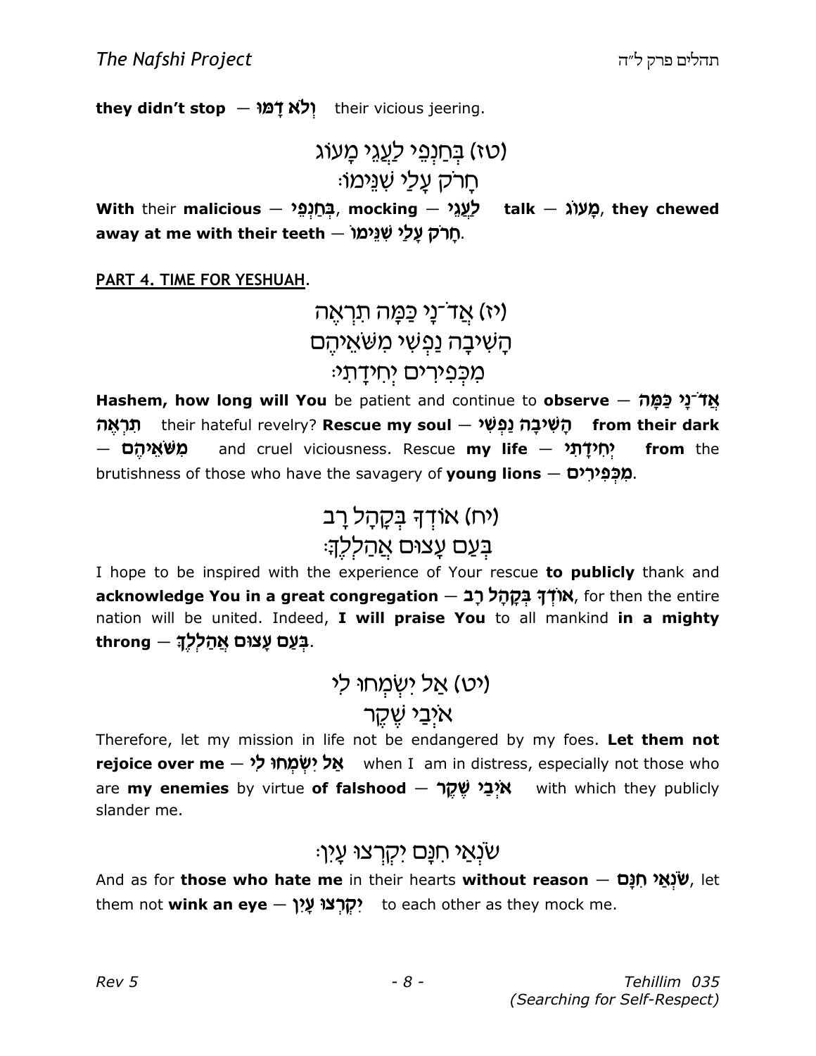**they didn't stop** — **וְלֹא דָמּוּ** their vicious jeering.

(טז) בְּחַנְפֵי לַעֲגֵי מָעוֹג
חָרֹק עָלַי שִׁנֵּימוֹ׃

**With** their **malicious** — **בְּחַנְפֵי**, **mocking** — **לַעֲגֵי** **talk** — **מָעוֹג**, **they chewed away at me with their teeth** — **חָרֹק עָלַי שִׁנֵּימוֹ**.

**PART 4. TIME FOR YESHUAH.**

(יז) אֲדֹ־נָי כַּמָּה תִּרְאֶה
הָשִׁיבָה נַפְשִׁי מִשֹּׁאֵיהֶם
מִכְּפִירִים יְחִידָתִי׃

**Hashem, how long will You** be patient and continue to **observe** — **אֲדֹ־נָי כַּמָּה תִּרְאֶה** their hateful revelry? **Rescue my soul** — **הָשִׁיבָה נַפְשִׁי** **from their dark** — **מִשֹּׁאֵיהֶם** and cruel viciousness. Rescue **my life** — **יְחִידָתִי** **from** the brutishness of those who have the savagery of **young lions** — **מִכְּפִירִים**.

(יח) אוֹדְךָ בְּקָהָל רָב
בְּעַם עָצוּם אֲהַלְלֶךָּ׃

I hope to be inspired with the experience of Your rescue **to publicly** thank and **acknowledge You in a great congregation** — **אוֹדְךָ בְּקָהָל רָב**, for then the entire nation will be united. Indeed, **I will praise You** to all mankind **in a mighty throng** — **בְּעַם עָצוּם אֲהַלְלֶךָּ**.

(יט) אַל יִשְׂמְחוּ לִי
אֹיְבַי שֶׁקֶר

Therefore, let my mission in life not be endangered by my foes. **Let them not rejoice over me** — **אַל יִשְׂמְחוּ לִי** when I am in distress, especially not those who are **my enemies** by virtue **of falshood** — **אֹיְבַי שֶׁקֶר** with which they publicly slander me.

שֹׂנְאַי חִנָּם יִקְרְצוּ עָיִן׃

And as for **those who hate me** in their hearts **without reason** — **שֹׂנְאַי חִנָּם**, let them not **wink an eye** — **יִקְרְצוּ עָיִן** to each other as they mock me.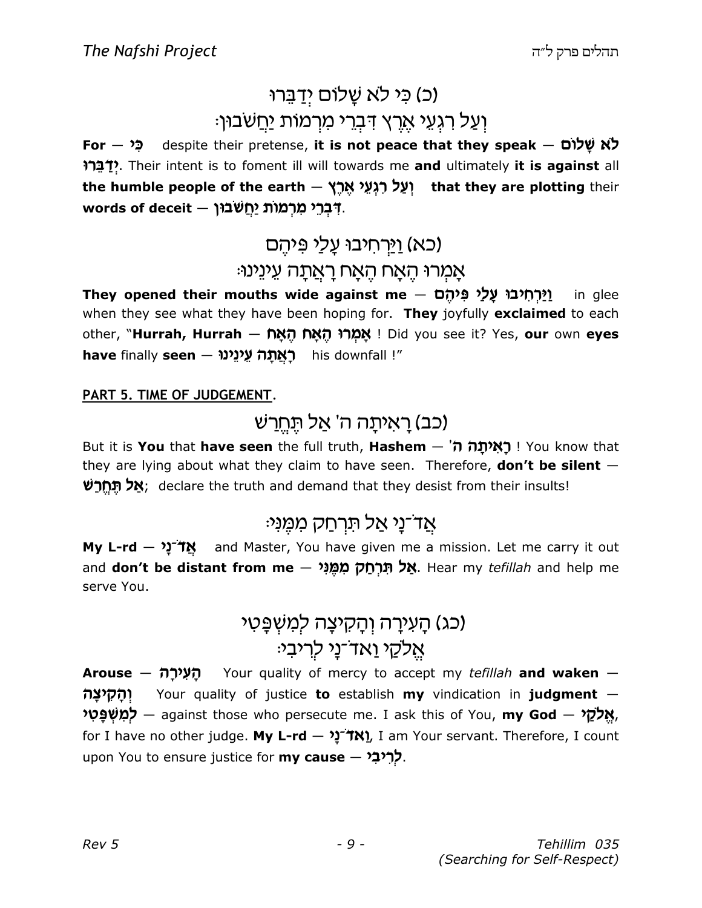## (כ) כִּי לֹא שָׁלוֹם יְדַבֵּרוּ
## וְעַל רִגְעֵי אֶרֶץ דִּבְרֵי מִרְמוֹת יַחֲשֹׁבוּן׃

**For** — **כִּי** despite their pretense, **it is not peace that they speak** — **לֹא שָׁלוֹם יְדַבֵּרוּ**. Their intent is to foment ill will towards me **and** ultimately **it is against** all **the humble people of the earth** — **וְעַל רִגְעֵי אֶרֶץ** **that they are plotting** their **words of deceit** — **דִּבְרֵי מִרְמוֹת יַחֲשֹׁבוּן**.

## (כא) וַיַּרְחִיבוּ עָלַי פִּיהֶם
## אָמְרוּ הֶאָח הֶאָח רָאֲתָה עֵינֵינוּ׃

**They opened their mouths wide against me** — **וַיַּרְחִיבוּ עָלַי פִּיהֶם** in glee when they see what they have been hoping for. **They** joyfully **exclaimed** to each other, "**Hurrah, Hurrah** — **אָמְרוּ הֶאָח הֶאָח** ! Did you see it? Yes, **our** own **eyes have** finally **seen** — **רָאֲתָה עֵינֵינוּ** his downfall !"

**PART 5. TIME OF JUDGEMENT.**

## (כב) רָאִיתָה ה' אַל תֶּחֱרַשׁ

But it is **You** that **have seen** the full truth, **Hashem** — **רָאִיתָה ה'** ! You know that they are lying about what they claim to have seen. Therefore, **don't be silent** — **אַל תֶּחֱרַשׁ**; declare the truth and demand that they desist from their insults!

## אֲד־נָי אַל תִּרְחַק מִמֶּנִּי׃

**My L-rd** — **אֲד־נָי** and Master, You have given me a mission. Let me carry it out and **don't be distant from me** — **אַל תִּרְחַק מִמֶּנִּי**. Hear my *tefillah* and help me serve You.

## (כג) הָעִירָה וְהָקִיצָה לְמִשְׁפָּטִי
## אֱלֹקַי וַאד־נָי לְרִיבִי׃

**Arouse** — **הָעִירָה** Your quality of mercy to accept my *tefillah* **and waken** — **וְהָקִיצָה** Your quality of justice **to** establish **my** vindication in **judgment** — **לְמִשְׁפָּטִי** — against those who persecute me. I ask this of You, **my God** — **אֱלֹקַי**, for I have no other judge. **My L-rd** — **וַאד־נָי**, I am Your servant. Therefore, I count upon You to ensure justice for **my cause** — **לְרִיבִי**.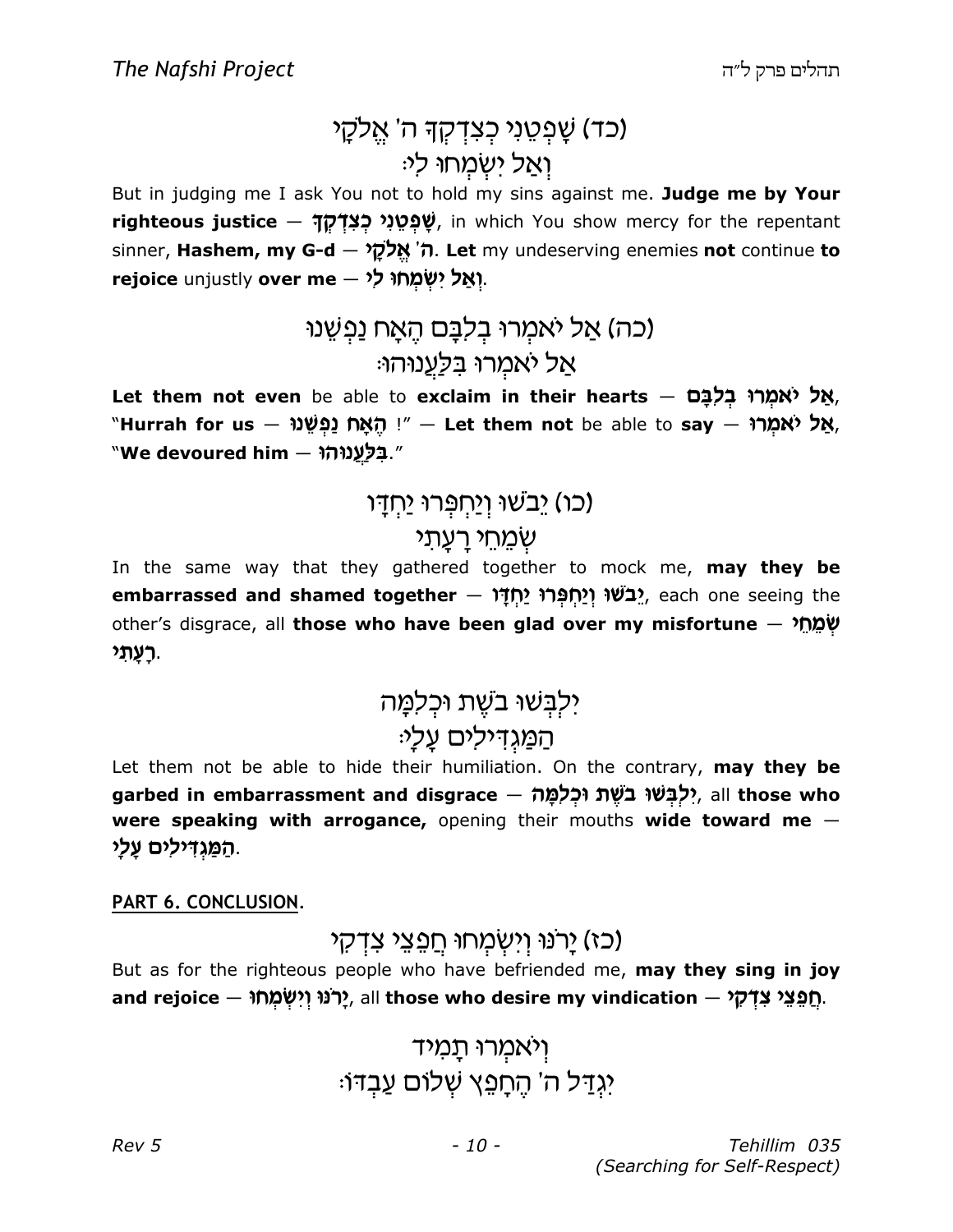(כד) שָׁפְטֵנִי כְצִדְקְךָ ה' אֱלֹקָי
וְאַל יִשְׂמְחוּ לִי׃

But in judging me I ask You not to hold my sins against me. **Judge me by Your righteous justice — שָׁפְטֵנִי כְצִדְקְךָ**, in which You show mercy for the repentant sinner, **Hashem, my G-d — ה' אֱלֹקָי**. **Let** my undeserving enemies **not** continue **to rejoice** unjustly **over me — וְאַל יִשְׂמְחוּ לִי**.

(כה) אַל יֹאמְרוּ בְלִבָּם הֶאָח נַפְשֵׁנוּ
אַל יֹאמְרוּ בִּלַּעֲנוּהוּ׃

**Let them not even** be able to **exclaim in their hearts — אַל יֹאמְרוּ בְלִבָּם**, "**Hurrah for us — הֶאָח נַפְשֵׁנוּ** !" — **Let them not** be able to **say — אַל יֹאמְרוּ**, "**We devoured him — בִּלַּעֲנוּהוּ**."

(כו) יֵבֹשׁוּ וְיַחְפְּרוּ יַחְדָּו
שְׂמֵחֵי רָעָתִי

In the same way that they gathered together to mock me, **may they be embarrassed and shamed together — יֵבֹשׁוּ וְיַחְפְּרוּ יַחְדָּו**, each one seeing the other's disgrace, all **those who have been glad over my misfortune — שְׂמֵחֵי רָעָתִי**.

יִלְבְּשׁוּ בֹשֶׁת וּכְלִמָּה
הַמַּגְדִּילִים עָלָי׃

Let them not be able to hide their humiliation. On the contrary, **may they be garbed in embarrassment and disgrace — יִלְבְּשׁוּ בֹשֶׁת וּכְלִמָּה**, all **those who were speaking with arrogance,** opening their mouths **wide toward me — הַמַּגְדִּילִים עָלָי**.

**PART 6. CONCLUSION.**

(כז) יָרֹנּוּ וְיִשְׂמְחוּ חֲפֵצֵי צִדְקִי

But as for the righteous people who have befriended me, **may they sing in joy and rejoice — יָרֹנּוּ וְיִשְׂמְחוּ**, all **those who desire my vindication — חֲפֵצֵי צִדְקִי**.

וְיֹאמְרוּ תָמִיד
יִגְדַּל ה' הֶחָפֵץ שְׁלוֹם עַבְדּוֹ׃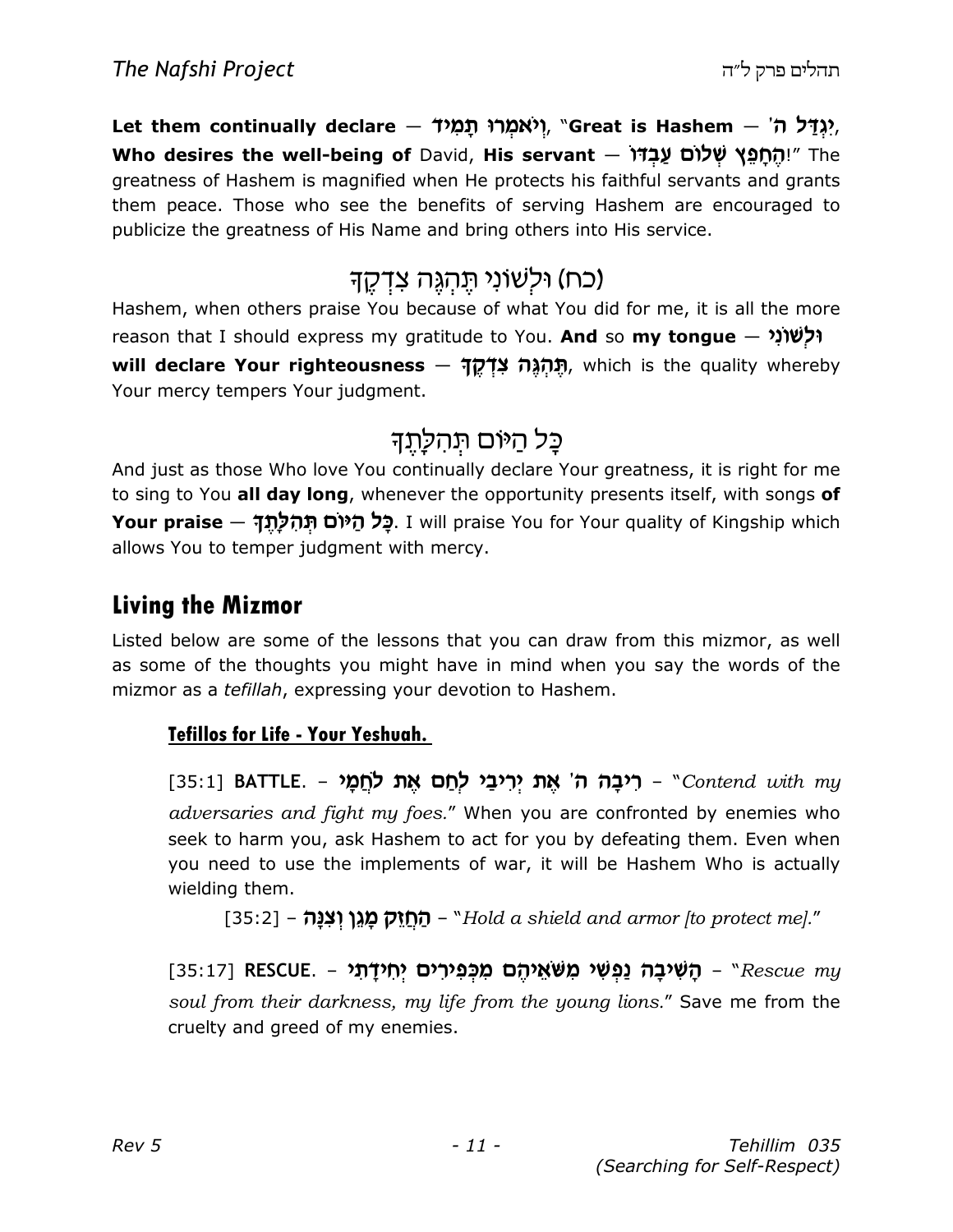**Let them continually declare — וְיֹאמְרוּ תָמִיד, "Great is Hashem — יִגְדַּל ה׳, Who desires the well-being of** David, **His servant — הֶחָפֵץ שְׁלוֹם עַבְדּוֹ!"** The greatness of Hashem is magnified when He protects his faithful servants and grants them peace. Those who see the benefits of serving Hashem are encouraged to publicize the greatness of His Name and bring others into His service.

## (כח) וּלְשׁוֹנִי תֶּהְגֶּה צִדְקֶךָ

Hashem, when others praise You because of what You did for me, it is all the more reason that I should express my gratitude to You. **And** so **my tongue — וּלְשׁוֹנִי will declare Your righteousness — תֶּהְגֶּה צִדְקֶךָ**, which is the quality whereby Your mercy tempers Your judgment.

## כָּל הַיּוֹם תְּהִלָּתֶךָ

And just as those Who love You continually declare Your greatness, it is right for me to sing to You **all day long**, whenever the opportunity presents itself, with songs **of Your praise — כָּל הַיּוֹם תְּהִלָּתֶךָ**. I will praise You for Your quality of Kingship which allows You to temper judgment with mercy.

## Living the Mizmor

Listed below are some of the lessons that you can draw from this mizmor, as well as some of the thoughts you might have in mind when you say the words of the mizmor as a *tefillah*, expressing your devotion to Hashem.

### Tefillos for Life - Your Yeshuah.

[35:1] **BATTLE.** – **רִיבָה ה׳ אֶת יְרִיבַי לְחַם אֶת לֹחֲמָי** – "*Contend with my adversaries and fight my foes.*" When you are confronted by enemies who seek to harm you, ask Hashem to act for you by defeating them. Even when you need to use the implements of war, it will be Hashem Who is actually wielding them.

[35:2] – **הַחֲזֵק מָגֵן וְצִנָּה** – "*Hold a shield and armor [to protect me].*"

[35:17] **RESCUE.** – **הָשִׁיבָה נַפְשִׁי מִשֹּׁאֵיהֶם מִכְּפִירִים יְחִידָתִי** – "*Rescue my soul from their darkness, my life from the young lions.*" Save me from the cruelty and greed of my enemies.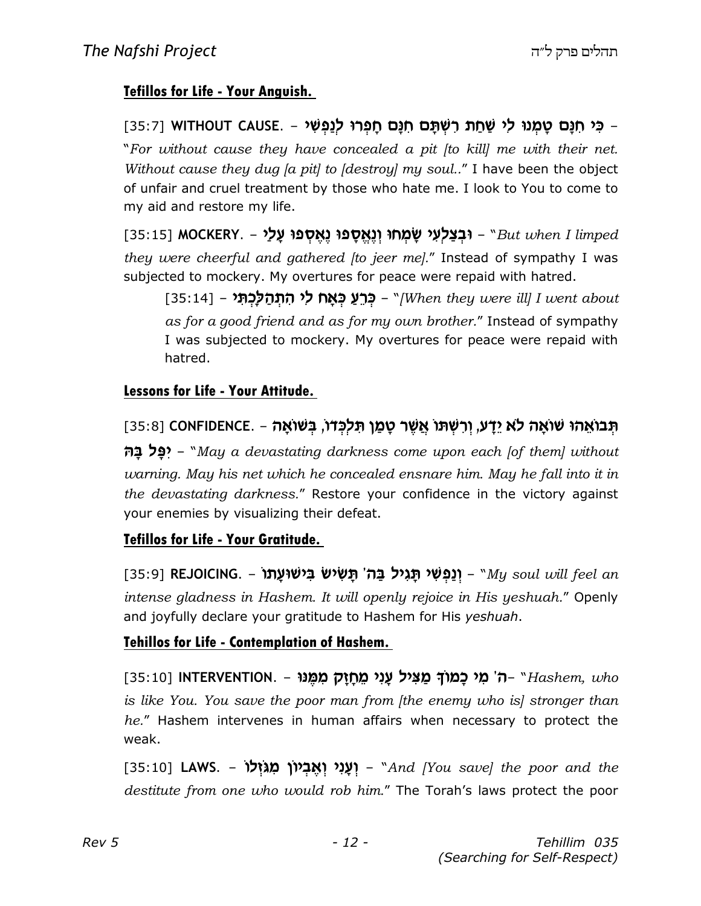**Tefillos for Life - Your Anguish.**

[35:7] **WITHOUT CAUSE.** – **כִּי חִנָּם טָמְנוּ לִי שַׁחַת רִשְׁתָּם חִנָּם חָפְרוּ לְנַפְשִׁי** – "*For without cause they have concealed a pit [to kill] me with their net. Without cause they dug [a pit] to [destroy] my soul..*" I have been the object of unfair and cruel treatment by those who hate me. I look to You to come to my aid and restore my life.

[35:15] **MOCKERY.** – **וּבְצַלְעִי שָׂמְחוּ וְנֶאֱסָפוּ נֶאֶסְפוּ עָלַי** – "*But when I limped they were cheerful and gathered [to jeer me].*" Instead of sympathy I was subjected to mockery. My overtures for peace were repaid with hatred.

> [35:14] – **כְּרֵעַ כְּאָח לִי הִתְהַלָּכְתִּי** – "*[When they were ill] I went about as for a good friend and as for my own brother.*" Instead of sympathy I was subjected to mockery. My overtures for peace were repaid with hatred.

**Lessons for Life - Your Attitude.**

[35:8] **CONFIDENCE.** – **תְּבוֹאֵהוּ שׁוֹאָה לֹא יֵדָע, וְרִשְׁתּוֹ אֲשֶׁר טָמַן תִּלְכְּדוֹ, בְּשׁוֹאָה יִפָּל בָּהּ** – "*May a devastating darkness come upon each [of them] without warning. May his net which he concealed ensnare him. May he fall into it in the devastating darkness.*" Restore your confidence in the victory against your enemies by visualizing their defeat.

**Tefillos for Life - Your Gratitude.**

[35:9] **REJOICING.** – **וְנַפְשִׁי תָּגִיל בַּה' תָּשִׂישׂ בִּישׁוּעָתוֹ** – "*My soul will feel an intense gladness in Hashem. It will openly rejoice in His yeshuah.*" Openly and joyfully declare your gratitude to Hashem for His *yeshuah*.

**Tehillos for Life - Contemplation of Hashem.**

[35:10] **INTERVENTION.** – **ה' מִי כָמוֹךָ מַצִּיל עָנִי מֵחָזָק מִמֶּנּוּ** – "*Hashem, who is like You. You save the poor man from [the enemy who is] stronger than he.*" Hashem intervenes in human affairs when necessary to protect the weak.

[35:10] **LAWS.** – **וְעָנִי וְאֶבְיוֹן מִגֹּזְלוֹ** – "*And [You save] the poor and the destitute from one who would rob him.*" The Torah's laws protect the poor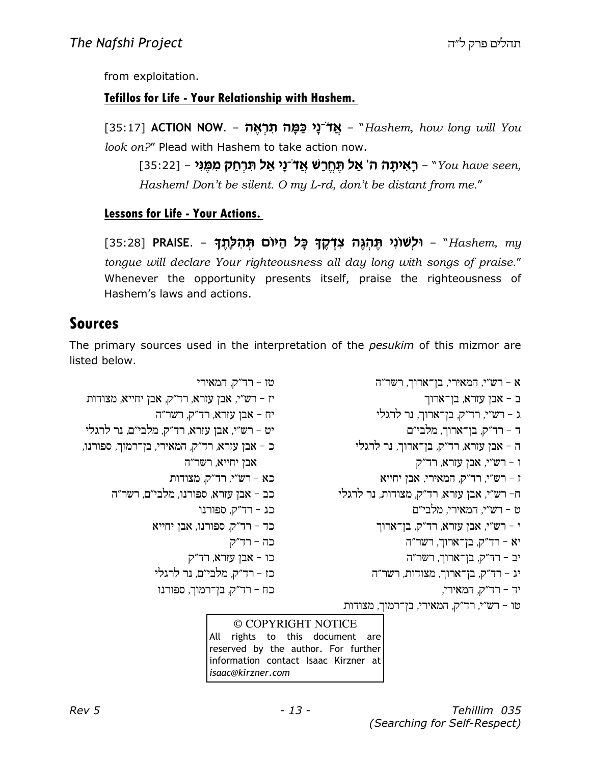from exploitation.

**Tefillos for Life - Your Relationship with Hashem.**

[35:17] **ACTION NOW.** – **אֲדֹ־נָי כַּמָּה תִּרְאֶה** – "*Hashem, how long will You look on?*" Plead with Hashem to take action now.

[35:22] – **רָאִיתָה ה' אַל תֶּחֱרַשׁ אֲדֹ־נָי אַל תִּרְחַק מִמֶּנִּי** – "*You have seen, Hashem! Don't be silent. O my L-rd, don't be distant from me.*"

**Lessons for Life - Your Actions.**

[35:28] **PRAISE.** – **וּלְשׁוֹנִי תֶּהְגֶּה צִדְקֶךָ כָּל הַיּוֹם תְּהִלָּתֶךָ** – "*Hashem, my tongue will declare Your righteousness all day long with songs of praise.*" Whenever the opportunity presents itself, praise the righteousness of Hashem's laws and actions.

## Sources

The primary sources used in the interpretation of the *pesukim* of this mizmor are listed below.

א – רש"י, המאירי, בן־ארוך, רשר"ה
ב – אבן עזרא, בן־ארוך
ג – רש"י, רד"ק, בן־ארוך, נר לרגלי
ד – רד"ק, בן־ארוך, מלבי"ם
ה – אבן עזרא, רד"ק, בן־ארוך, נר לרגלי
ו – רש"י, אבן עזרא, רד"ק
ז – רש"י, רד"ק, המאירי, אבן יחייא
ח– רש"י, אבן עזרא, רד"ק, מצודות, נר לרגלי
ט – רש"י, המאירי, מלבי"ם
י – רש"י, אבן עזרא, רד"ק, בן־ארוך
יא – רד"ק, בן־ארוך, רשר"ה
יב – רד"ק, בן־ארוך, רשר"ה
יג – רד"ק, בן־ארוך, מצודות, רשר"ה
יד – רד"ק, המאירי,
טו – רש"י, רד"ק, המאירי, בן־רמוך, מצודות
טז – רד"ק, המאירי
יז – רש"י, אבן עזרא, רד"ק, אבן יחייא, מצודות
יח – אבן עזרא, רד"ק, רשר"ה
יט – רש"י, אבן עזרא, רד"ק, מלבי"ם, נר לרגלי
כ – אבן עזרא, רד"ק, המאירי, בן־רמוך, ספורנו, אבן יחייא, רשר"ה
כא – רש"י, רד"ק, מצודות
כב – אבן עזרא, ספורנו, מלבי"ם, רשר"ה
כג – רד"ק, ספורנו
כד – רד"ק, ספורנו, אבן יחייא
כה – רד"ק
כו – אבן עזרא, רד"ק
כז – רד"ק, מלבי"ם, נר לרגלי
כח – רד"ק, בן־רמוך, ספורנו

© COPYRIGHT NOTICE
All rights to this document are reserved by the author. For further information contact Isaac Kirzner at *isaac@kirzner.com*